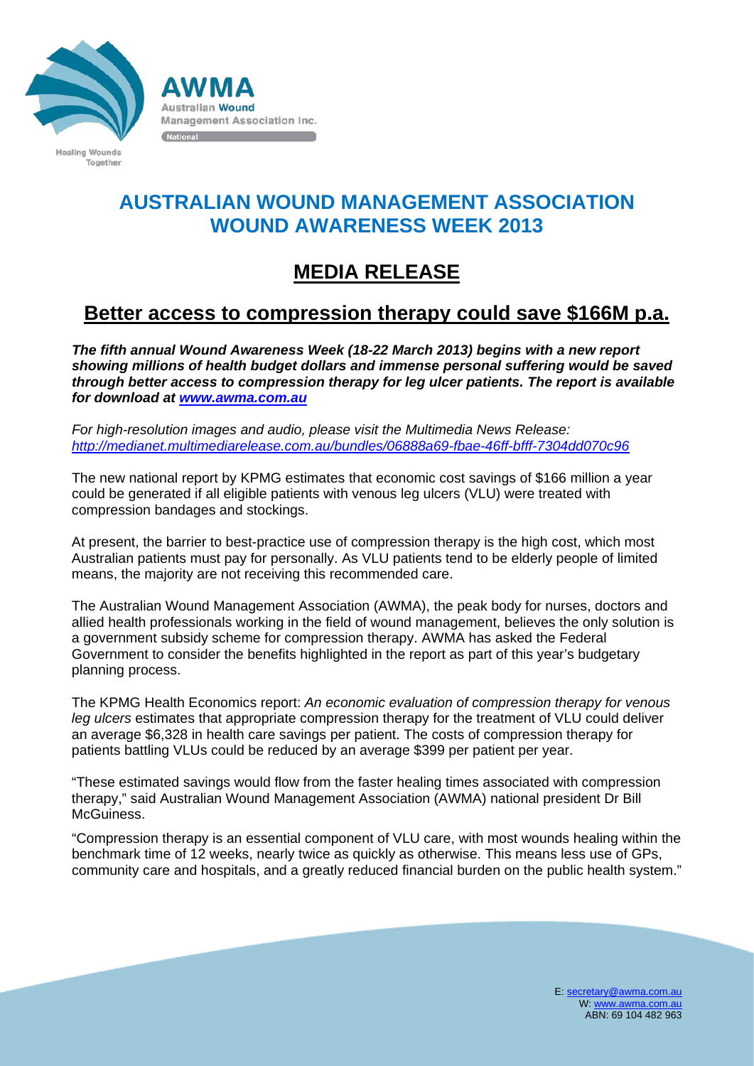AWMA
Australian Wound Management Association Inc.
National

Healing Wounds Together

# AUSTRALIAN WOUND MANAGEMENT ASSOCIATION WOUND AWARENESS WEEK 2013

## MEDIA RELEASE

## Better access to compression therapy could save $166M p.a.

***The fifth annual Wound Awareness Week (18-22 March 2013) begins with a new report showing millions of health budget dollars and immense personal suffering would be saved through better access to compression therapy for leg ulcer patients. The report is available for download at [www.awma.com.au](http://www.awma.com.au)***

*For high-resolution images and audio, please visit the Multimedia News Release: [http://medianet.multimediarelease.com.au/bundles/06888a69-fbae-46ff-bfff-7304dd070c96](http://medianet.multimediarelease.com.au/bundles/06888a69-fbae-46ff-bfff-7304dd070c96)*

The new national report by KPMG estimates that economic cost savings of $166 million a year could be generated if all eligible patients with venous leg ulcers (VLU) were treated with compression bandages and stockings.

At present, the barrier to best-practice use of compression therapy is the high cost, which most Australian patients must pay for personally. As VLU patients tend to be elderly people of limited means, the majority are not receiving this recommended care.

The Australian Wound Management Association (AWMA), the peak body for nurses, doctors and allied health professionals working in the field of wound management, believes the only solution is a government subsidy scheme for compression therapy. AWMA has asked the Federal Government to consider the benefits highlighted in the report as part of this year's budgetary planning process.

The KPMG Health Economics report: *An economic evaluation of compression therapy for venous leg ulcers* estimates that appropriate compression therapy for the treatment of VLU could deliver an average $6,328 in health care savings per patient. The costs of compression therapy for patients battling VLUs could be reduced by an average $399 per patient per year.

"These estimated savings would flow from the faster healing times associated with compression therapy," said Australian Wound Management Association (AWMA) national president Dr Bill McGuiness.

"Compression therapy is an essential component of VLU care, with most wounds healing within the benchmark time of 12 weeks, nearly twice as quickly as otherwise. This means less use of GPs, community care and hospitals, and a greatly reduced financial burden on the public health system."

E: [secretary@awma.com.au](mailto:secretary@awma.com.au)
W: [www.awma.com.au](http://www.awma.com.au)
ABN: 69 104 482 963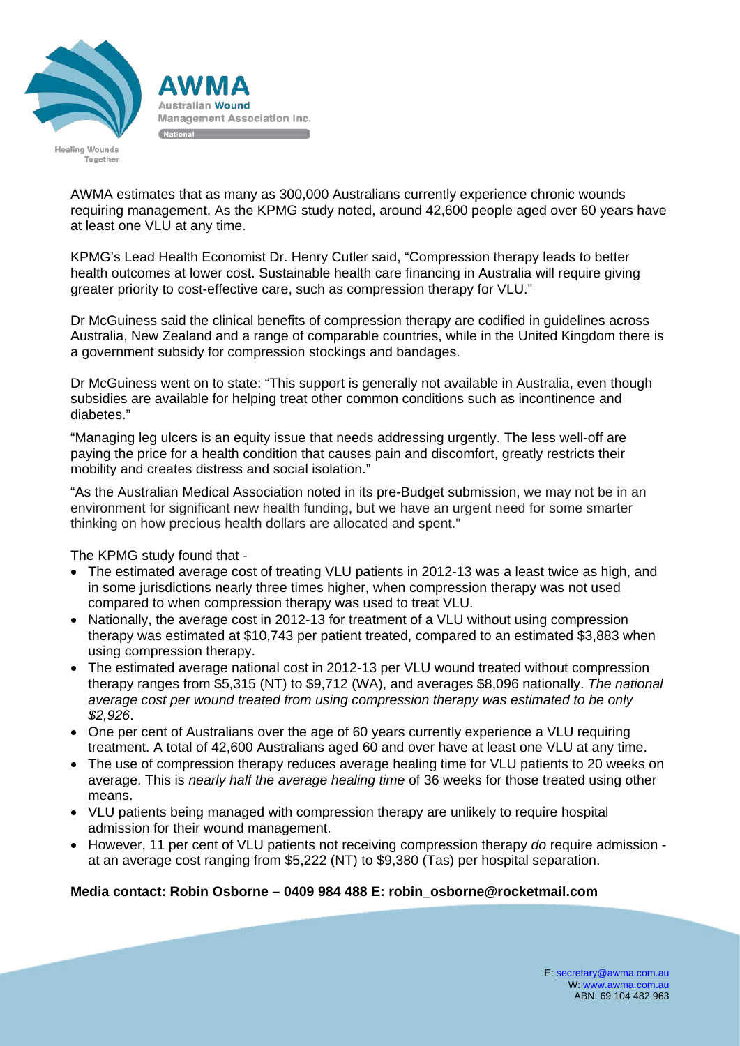AWMA estimates that as many as 300,000 Australians currently experience chronic wounds requiring management. As the KPMG study noted, around 42,600 people aged over 60 years have at least one VLU at any time.

KPMG's Lead Health Economist Dr. Henry Cutler said, "Compression therapy leads to better health outcomes at lower cost. Sustainable health care financing in Australia will require giving greater priority to cost-effective care, such as compression therapy for VLU."

Dr McGuiness said the clinical benefits of compression therapy are codified in guidelines across Australia, New Zealand and a range of comparable countries, while in the United Kingdom there is a government subsidy for compression stockings and bandages.

Dr McGuiness went on to state: "This support is generally not available in Australia, even though subsidies are available for helping treat other common conditions such as incontinence and diabetes."

"Managing leg ulcers is an equity issue that needs addressing urgently. The less well-off are paying the price for a health condition that causes pain and discomfort, greatly restricts their mobility and creates distress and social isolation."

"As the Australian Medical Association noted in its pre-Budget submission, we may not be in an environment for significant new health funding, but we have an urgent need for some smarter thinking on how precious health dollars are allocated and spent."

The KPMG study found that -

- The estimated average cost of treating VLU patients in 2012-13 was a least twice as high, and in some jurisdictions nearly three times higher, when compression therapy was not used compared to when compression therapy was used to treat VLU.
- Nationally, the average cost in 2012-13 for treatment of a VLU without using compression therapy was estimated at $10,743 per patient treated, compared to an estimated $3,883 when using compression therapy.
- The estimated average national cost in 2012-13 per VLU wound treated without compression therapy ranges from $5,315 (NT) to $9,712 (WA), and averages $8,096 nationally. *The national average cost per wound treated from using compression therapy was estimated to be only $2,926*.
- One per cent of Australians over the age of 60 years currently experience a VLU requiring treatment. A total of 42,600 Australians aged 60 and over have at least one VLU at any time.
- The use of compression therapy reduces average healing time for VLU patients to 20 weeks on average. This is *nearly half the average healing time* of 36 weeks for those treated using other means.
- VLU patients being managed with compression therapy are unlikely to require hospital admission for their wound management.
- However, 11 per cent of VLU patients not receiving compression therapy *do* require admission - at an average cost ranging from $5,222 (NT) to $9,380 (Tas) per hospital separation.

**Media contact: Robin Osborne – 0409 984 488 E: robin_osborne@rocketmail.com**

E: secretary@awma.com.au
W: www.awma.com.au
ABN: 69 104 482 963